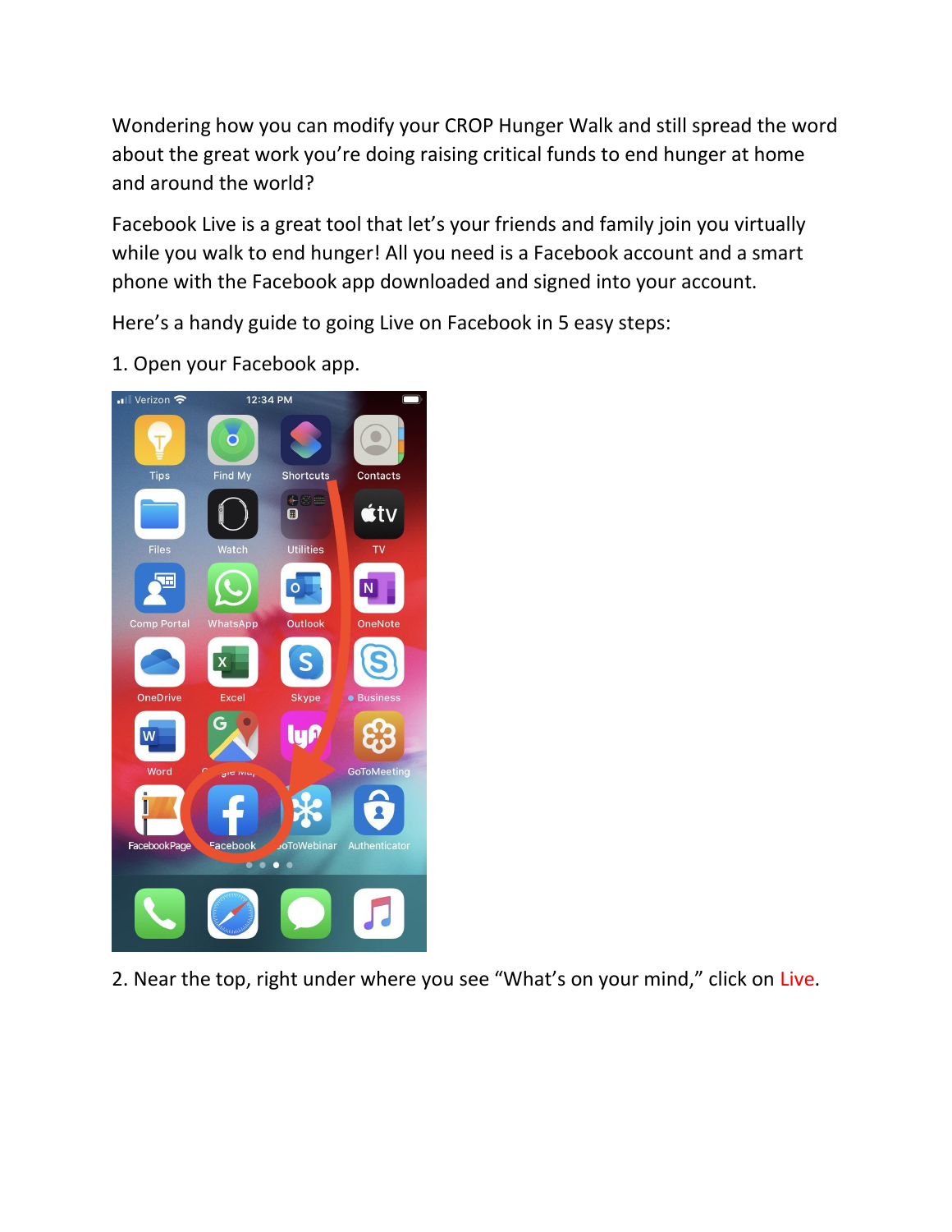Wondering how you can modify your CROP Hunger Walk and still spread the word about the great work you're doing raising critical funds to end hunger at home and around the world?

Facebook Live is a great tool that let's your friends and family join you virtually while you walk to end hunger! All you need is a Facebook account and a smart phone with the Facebook app downloaded and signed into your account.

Here's a handy guide to going Live on Facebook in 5 easy steps:

1. Open your Facebook app.

2. Near the top, right under where you see "What's on your mind," click on Live.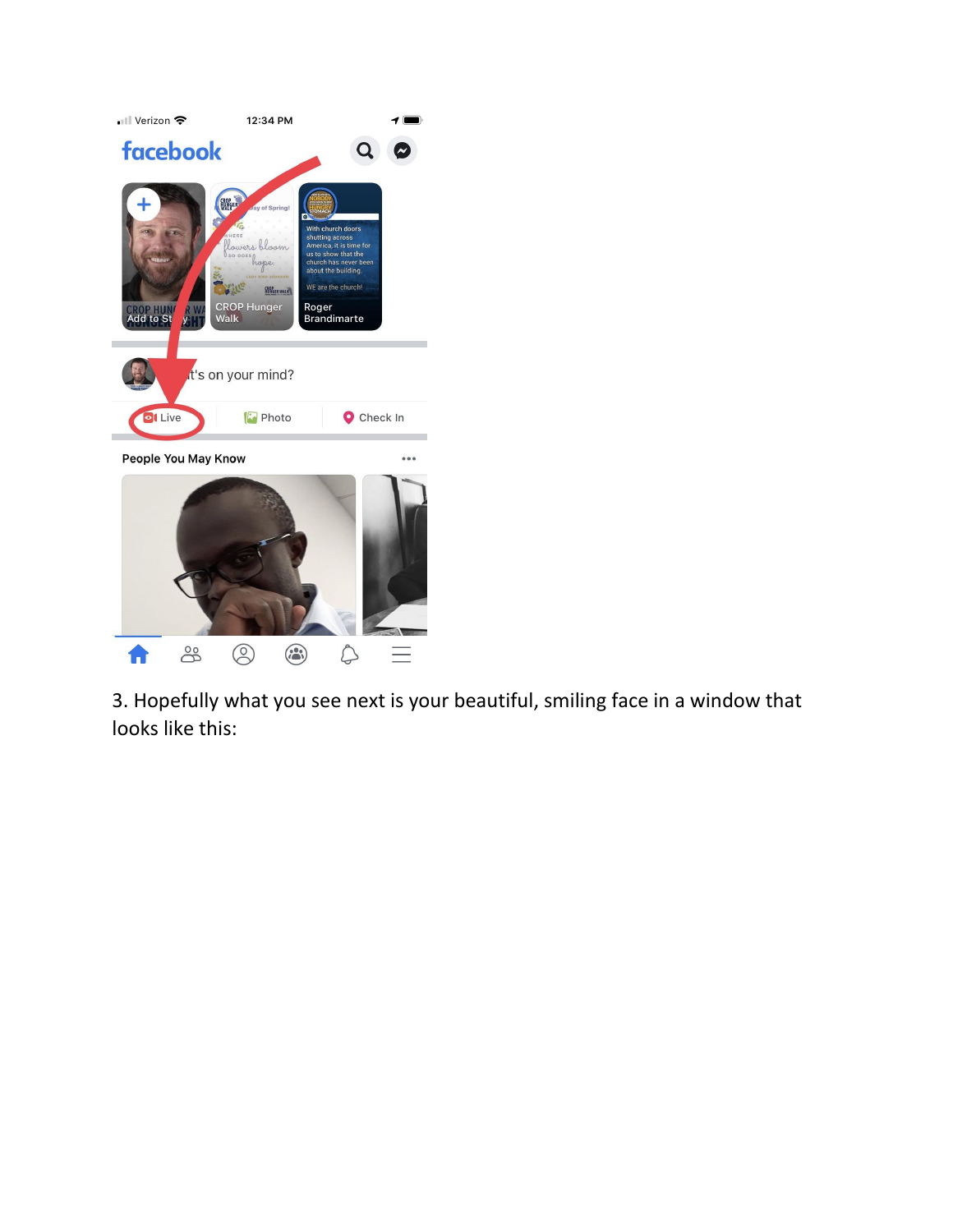3. Hopefully what you see next is your beautiful, smiling face in a window that looks like this: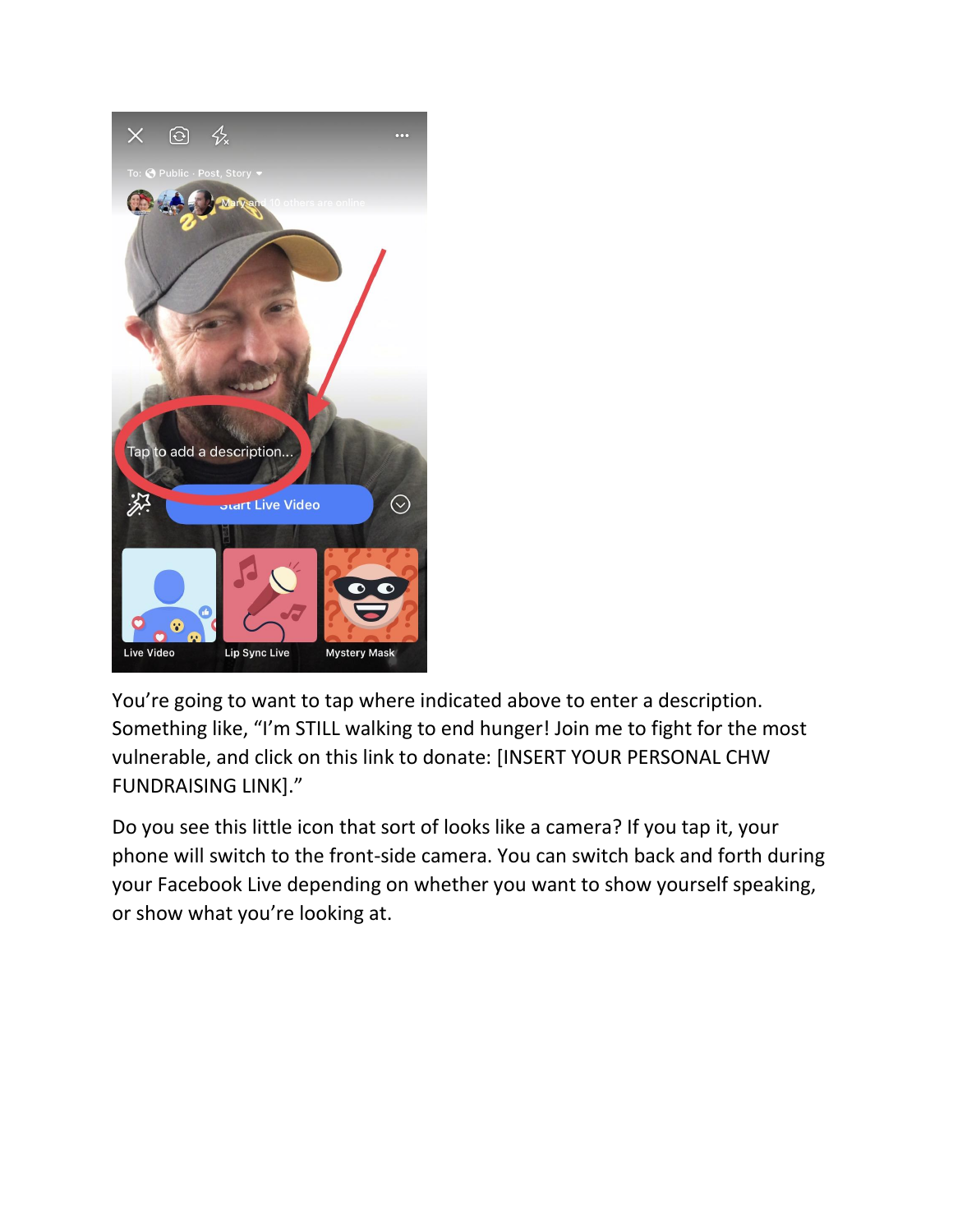You're going to want to tap where indicated above to enter a description. Something like, "I'm STILL walking to end hunger! Join me to fight for the most vulnerable, and click on this link to donate: [INSERT YOUR PERSONAL CHW FUNDRAISING LINK]."

Do you see this little icon that sort of looks like a camera? If you tap it, your phone will switch to the front-side camera. You can switch back and forth during your Facebook Live depending on whether you want to show yourself speaking, or show what you're looking at.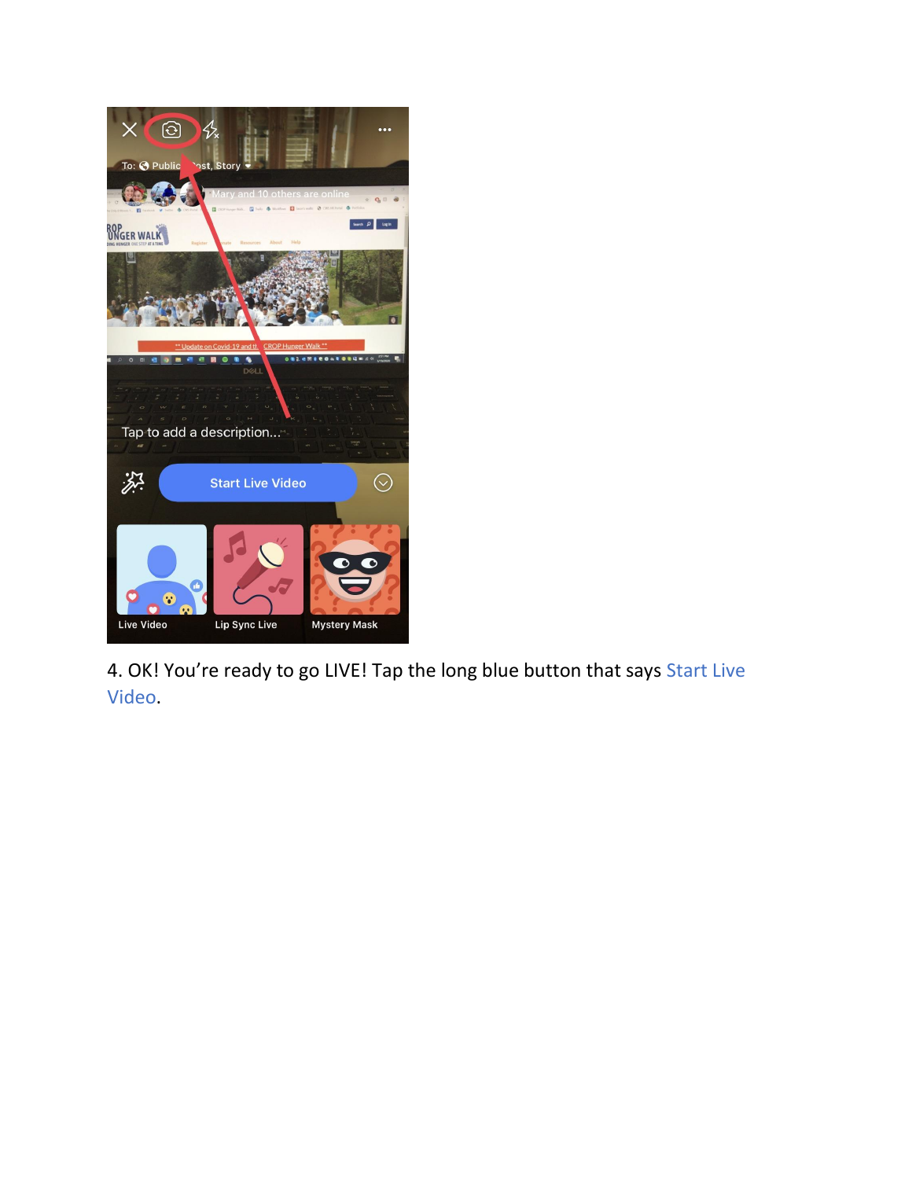4. OK! You're ready to go LIVE! Tap the long blue button that says Start Live Video.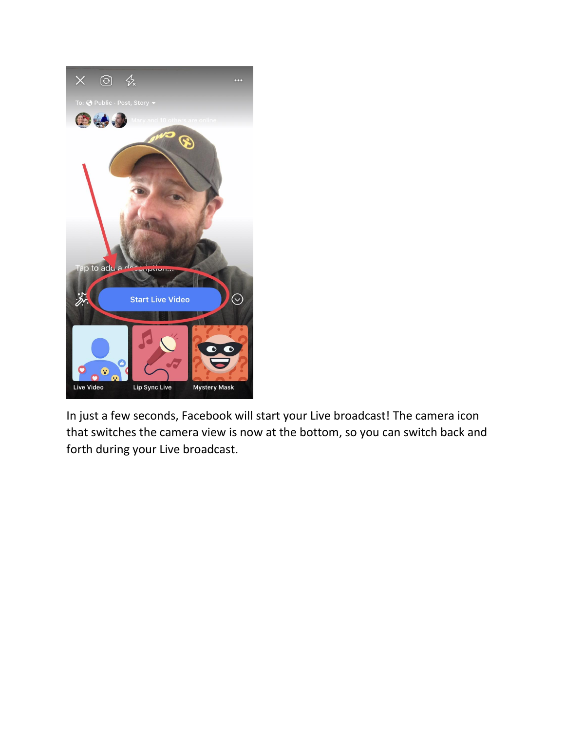In just a few seconds, Facebook will start your Live broadcast! The camera icon that switches the camera view is now at the bottom, so you can switch back and forth during your Live broadcast.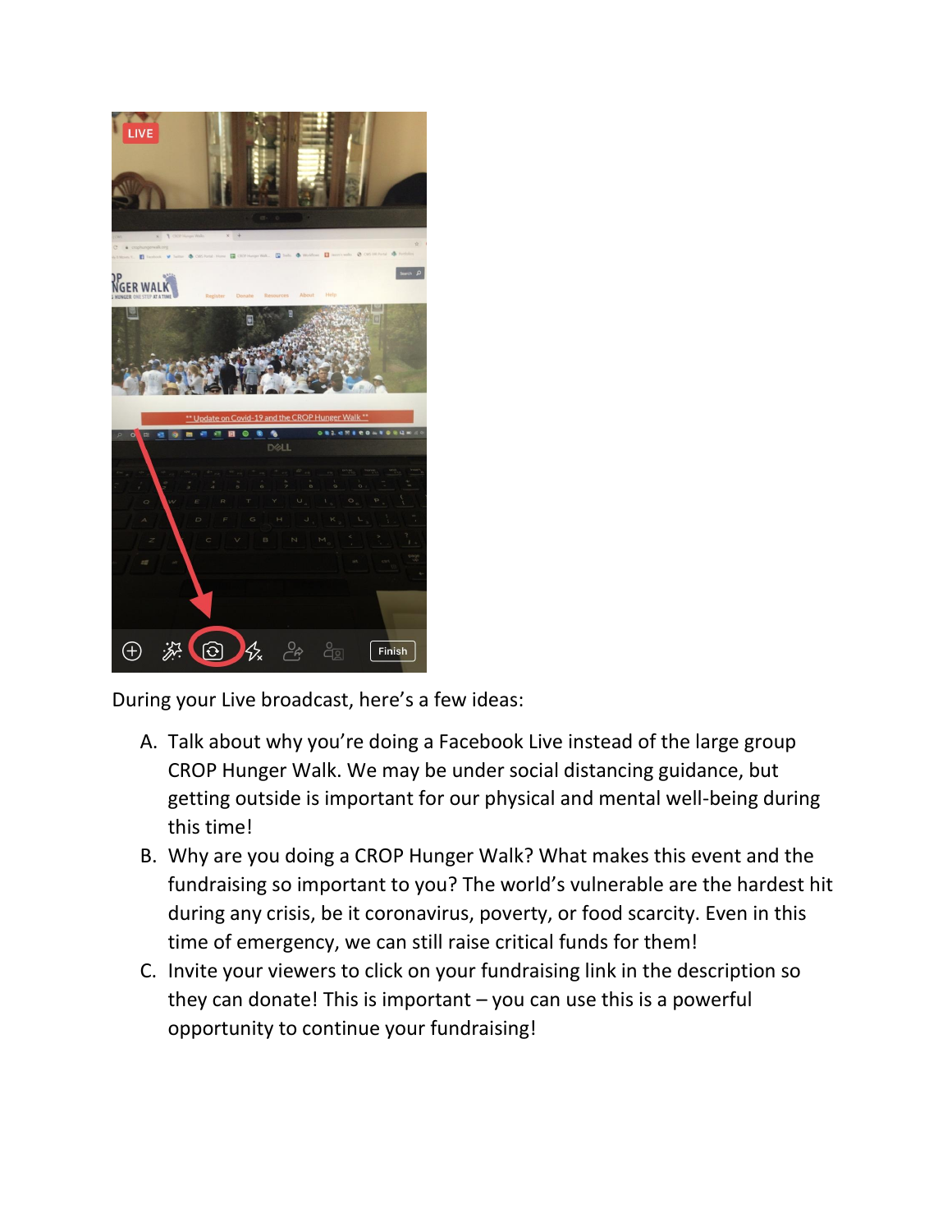During your Live broadcast, here's a few ideas:

A. Talk about why you're doing a Facebook Live instead of the large group CROP Hunger Walk. We may be under social distancing guidance, but getting outside is important for our physical and mental well-being during this time!
B. Why are you doing a CROP Hunger Walk? What makes this event and the fundraising so important to you? The world's vulnerable are the hardest hit during any crisis, be it coronavirus, poverty, or food scarcity. Even in this time of emergency, we can still raise critical funds for them!
C. Invite your viewers to click on your fundraising link in the description so they can donate! This is important – you can use this is a powerful opportunity to continue your fundraising!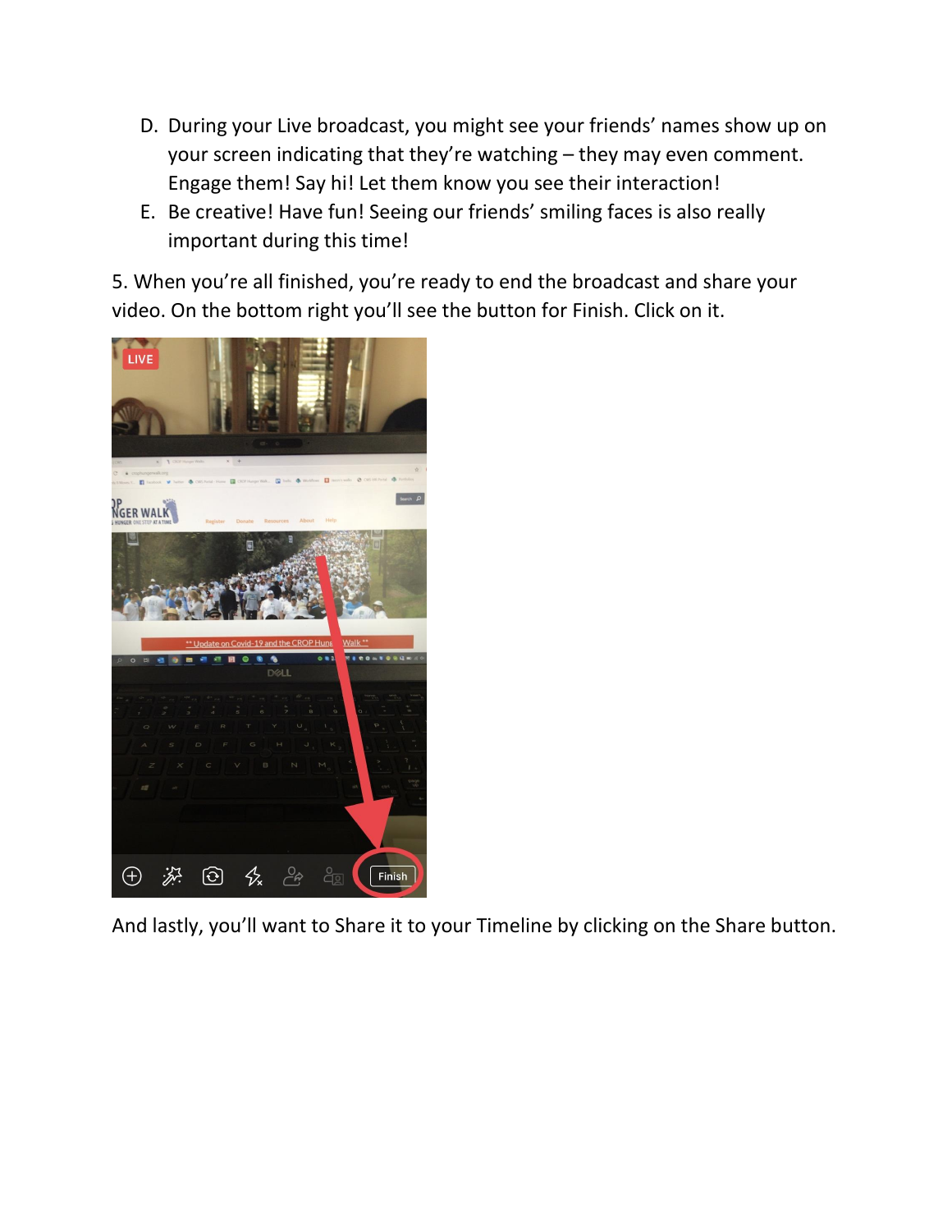D. During your Live broadcast, you might see your friends' names show up on your screen indicating that they're watching – they may even comment. Engage them! Say hi! Let them know you see their interaction!
E. Be creative! Have fun! Seeing our friends' smiling faces is also really important during this time!

5. When you're all finished, you're ready to end the broadcast and share your video. On the bottom right you'll see the button for Finish. Click on it.

And lastly, you'll want to Share it to your Timeline by clicking on the Share button.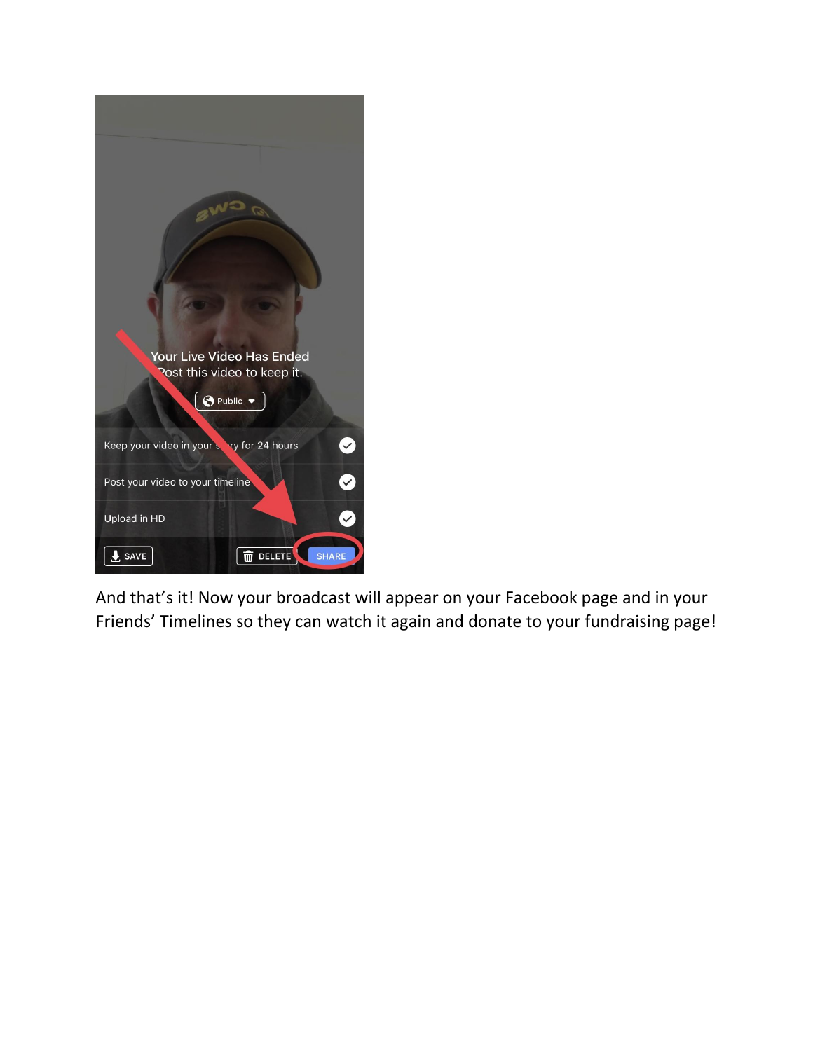And that's it! Now your broadcast will appear on your Facebook page and in your Friends' Timelines so they can watch it again and donate to your fundraising page!